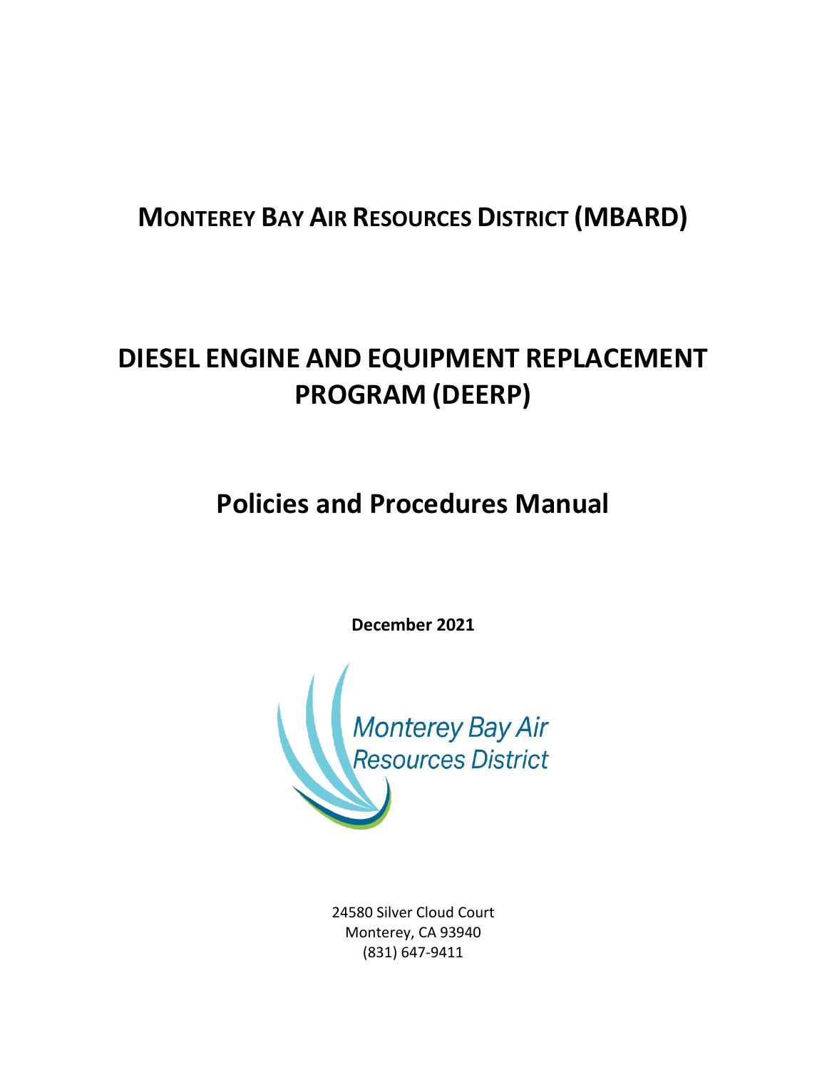# MONTEREY BAY AIR RESOURCES DISTRICT (MBARD)

# DIESEL ENGINE AND EQUIPMENT REPLACEMENT PROGRAM (DEERP)

## Policies and Procedures Manual

**December 2021**

Monterey Bay Air Resources District

24580 Silver Cloud Court
Monterey, CA 93940
(831) 647-9411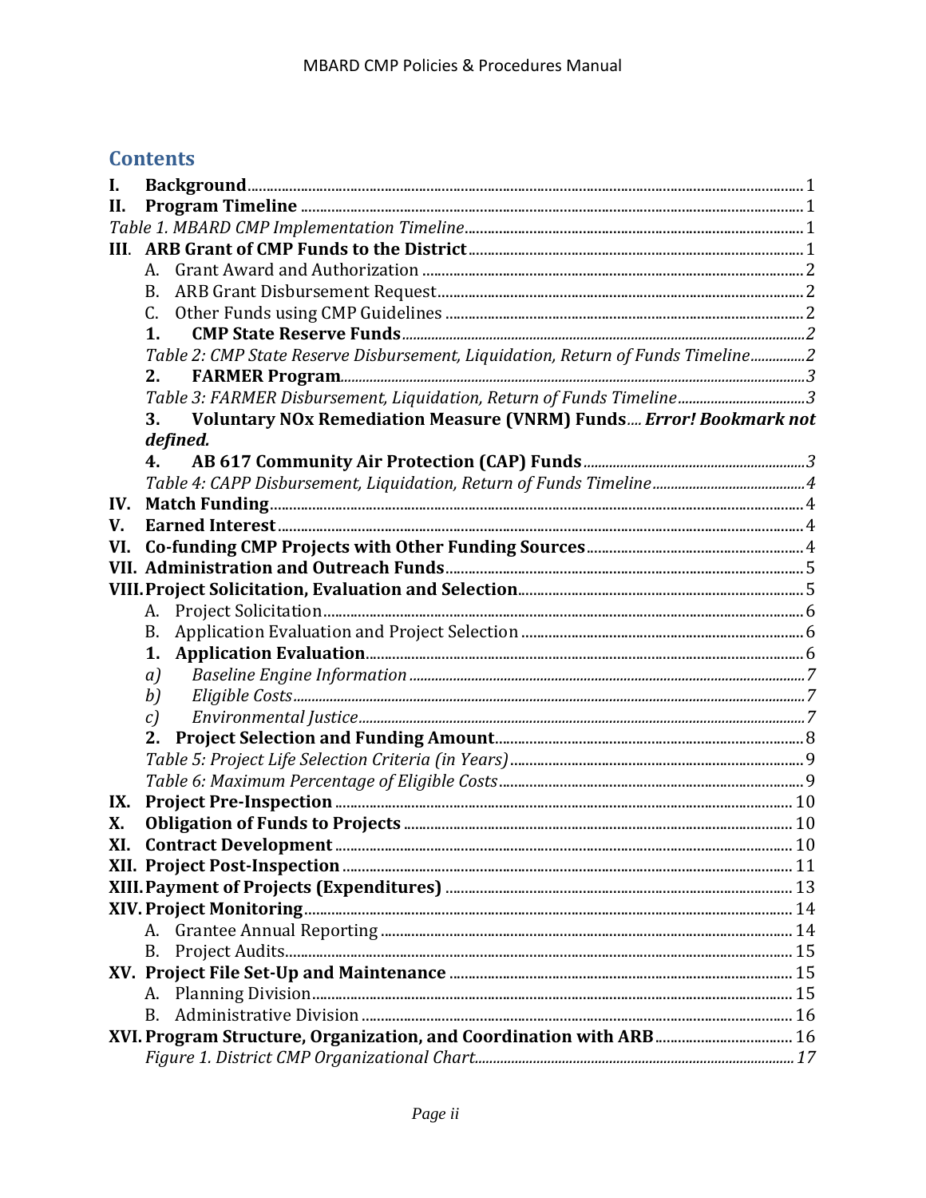## Contents

I. **Background** 1
II. **Program Timeline** 1
*Table 1. MBARD CMP Implementation Timeline* 1
III. **ARB Grant of CMP Funds to the District** 1
- A. Grant Award and Authorization 2
- B. ARB Grant Disbursement Request 2
- C. Other Funds using CMP Guidelines 2
  - 1. **CMP State Reserve Funds** *2*
  - *Table 2: CMP State Reserve Disbursement, Liquidation, Return of Funds Timeline* 2
  - 2. **FARMER Program** *3*
  - *Table 3: FARMER Disbursement, Liquidation, Return of Funds Timeline* 3
  - 3. **Voluntary NOx Remediation Measure (VNRM) Funds** ***Error! Bookmark not defined.***
  - 4. **AB 617 Community Air Protection (CAP) Funds** *3*
  - *Table 4: CAPP Disbursement, Liquidation, Return of Funds Timeline* 4

IV. **Match Funding** 4
V. **Earned Interest** 4
VI. **Co-funding CMP Projects with Other Funding Sources** 4
VII. **Administration and Outreach Funds** 5
VIII. **Project Solicitation, Evaluation and Selection** 5
- A. Project Solicitation 6
- B. Application Evaluation and Project Selection 6
  - 1. **Application Evaluation** 6
    - a) *Baseline Engine Information* *7*
    - b) *Eligible Costs* *7*
    - c) *Environmental Justice* *7*
  - 2. **Project Selection and Funding Amount** 8
  - *Table 5: Project Life Selection Criteria (in Years)* 9
  - *Table 6: Maximum Percentage of Eligible Costs* 9

IX. **Project Pre-Inspection** 10
X. **Obligation of Funds to Projects** 10
XI. **Contract Development** 10
XII. **Project Post-Inspection** 11
XIII. **Payment of Projects (Expenditures)** 13
XIV. **Project Monitoring** 14
- A. Grantee Annual Reporting 14
- B. Project Audits 15

XV. **Project File Set-Up and Maintenance** 15
- A. Planning Division 15
- B. Administrative Division 16

XVI. **Program Structure, Organization, and Coordination with ARB** 16
*Figure 1. District CMP Organizational Chart* *17*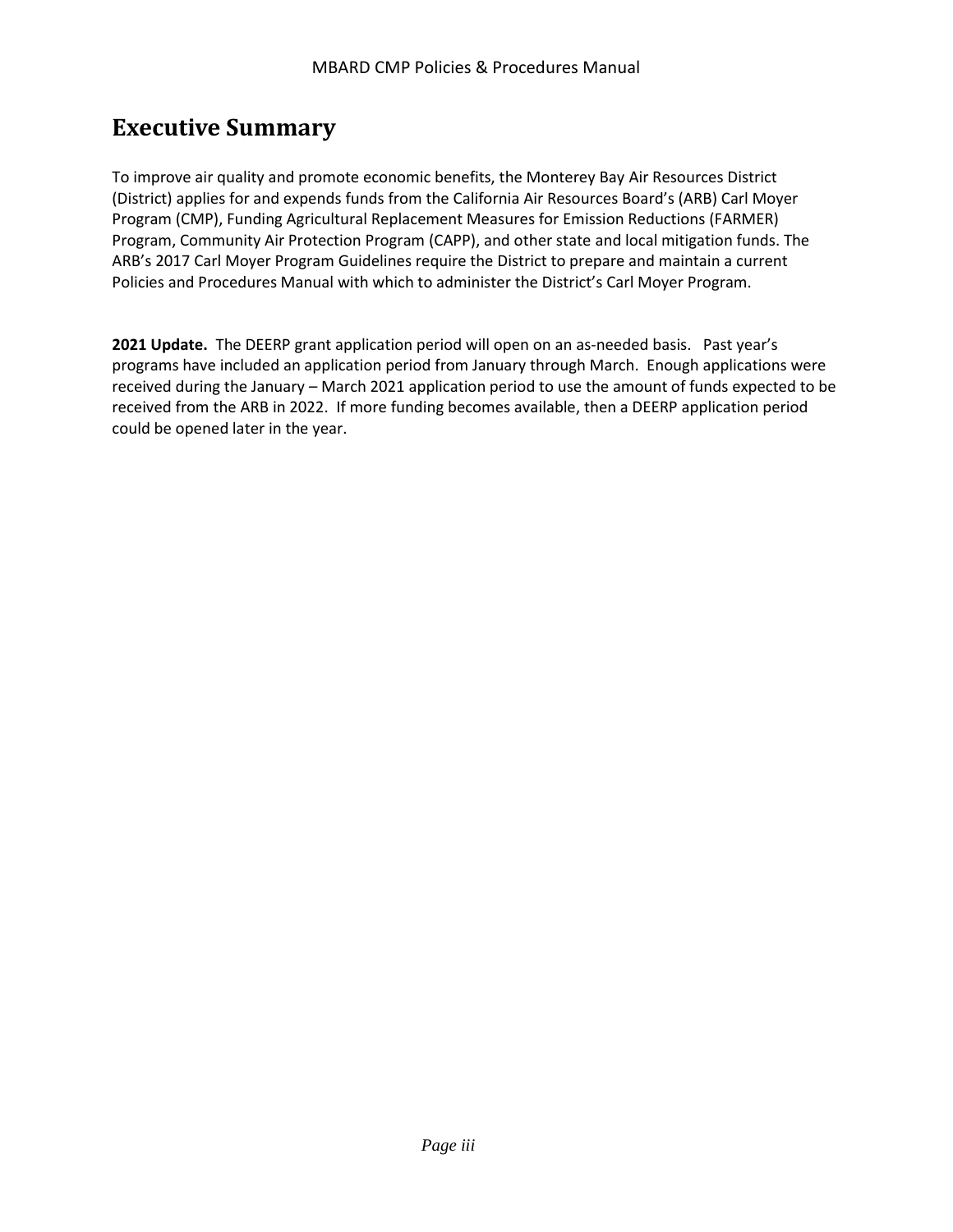# Executive Summary

To improve air quality and promote economic benefits, the Monterey Bay Air Resources District (District) applies for and expends funds from the California Air Resources Board's (ARB) Carl Moyer Program (CMP), Funding Agricultural Replacement Measures for Emission Reductions (FARMER) Program, Community Air Protection Program (CAPP), and other state and local mitigation funds. The ARB's 2017 Carl Moyer Program Guidelines require the District to prepare and maintain a current Policies and Procedures Manual with which to administer the District's Carl Moyer Program.

**2021 Update.** The DEERP grant application period will open on an as-needed basis. Past year's programs have included an application period from January through March. Enough applications were received during the January – March 2021 application period to use the amount of funds expected to be received from the ARB in 2022. If more funding becomes available, then a DEERP application period could be opened later in the year.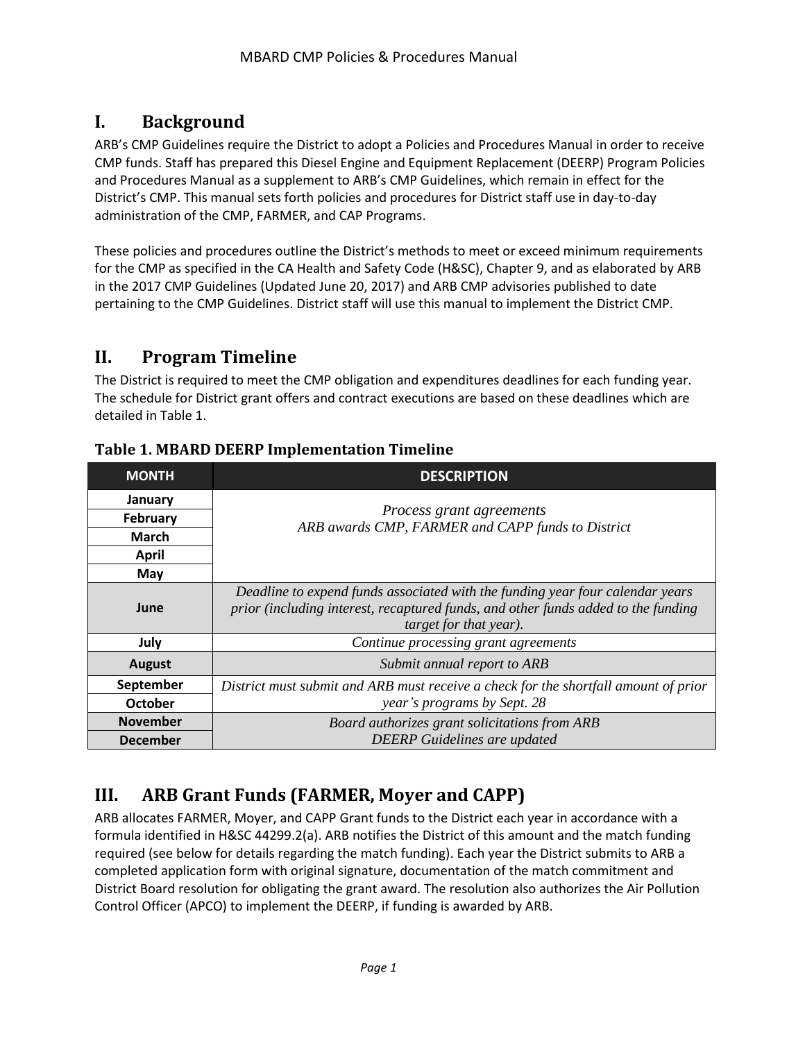# I. Background

ARB's CMP Guidelines require the District to adopt a Policies and Procedures Manual in order to receive CMP funds. Staff has prepared this Diesel Engine and Equipment Replacement (DEERP) Program Policies and Procedures Manual as a supplement to ARB's CMP Guidelines, which remain in effect for the District's CMP. This manual sets forth policies and procedures for District staff use in day-to-day administration of the CMP, FARMER, and CAP Programs.

These policies and procedures outline the District's methods to meet or exceed minimum requirements for the CMP as specified in the CA Health and Safety Code (H&SC), Chapter 9, and as elaborated by ARB in the 2017 CMP Guidelines (Updated June 20, 2017) and ARB CMP advisories published to date pertaining to the CMP Guidelines. District staff will use this manual to implement the District CMP.

# II. Program Timeline

The District is required to meet the CMP obligation and expenditures deadlines for each funding year. The schedule for District grant offers and contract executions are based on these deadlines which are detailed in Table 1.

**Table 1. MBARD DEERP Implementation Timeline**

| MONTH | DESCRIPTION |
|---|---|
| January | *Process grant agreements*<br>*ARB awards CMP, FARMER and CAPP funds to District* |
| February | |
| March | |
| April | |
| May | |
| June | *Deadline to expend funds associated with the funding year four calendar years prior (including interest, recaptured funds, and other funds added to the funding target for that year).* |
| July | *Continue processing grant agreements* |
| August | *Submit annual report to ARB* |
| September | *District must submit and ARB must receive a check for the shortfall amount of prior year's programs by Sept. 28* |
| October | |
| November | *Board authorizes grant solicitations from ARB*<br>*DEERP Guidelines are updated* |
| December | |

# III. ARB Grant Funds (FARMER, Moyer and CAPP)

ARB allocates FARMER, Moyer, and CAPP Grant funds to the District each year in accordance with a formula identified in H&SC 44299.2(a). ARB notifies the District of this amount and the match funding required (see below for details regarding the match funding). Each year the District submits to ARB a completed application form with original signature, documentation of the match commitment and District Board resolution for obligating the grant award. The resolution also authorizes the Air Pollution Control Officer (APCO) to implement the DEERP, if funding is awarded by ARB.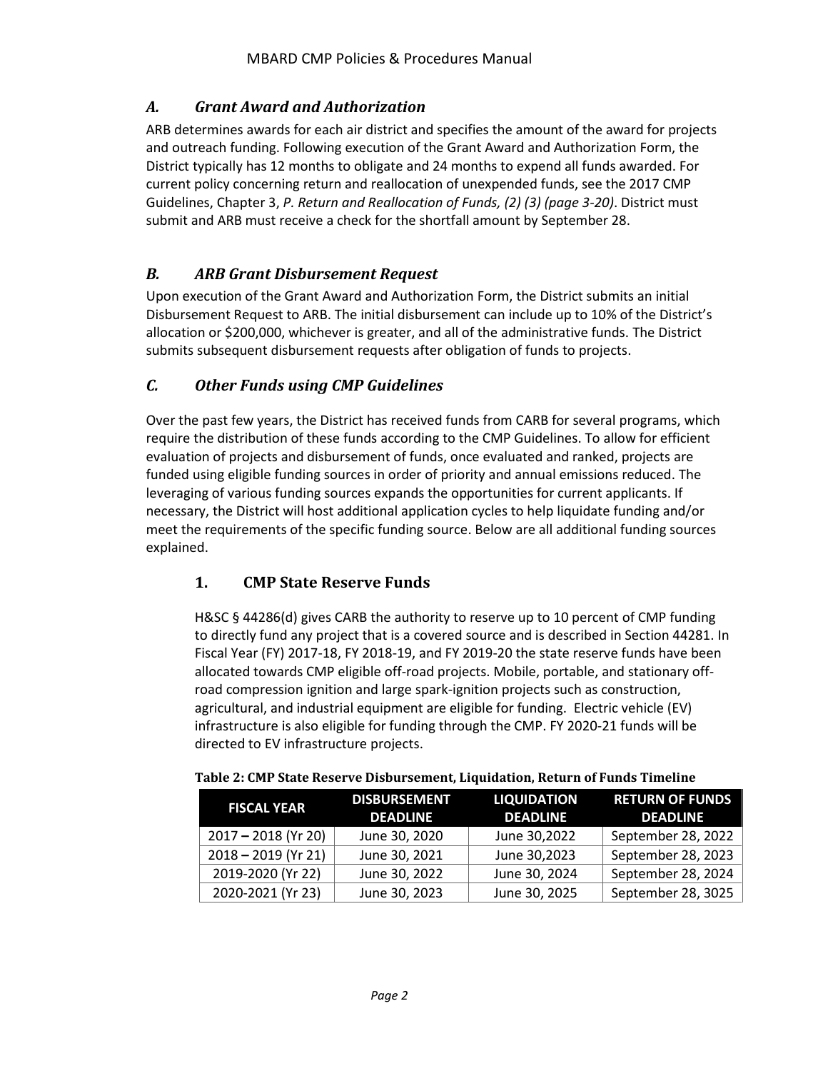## *A. Grant Award and Authorization*

ARB determines awards for each air district and specifies the amount of the award for projects and outreach funding. Following execution of the Grant Award and Authorization Form, the District typically has 12 months to obligate and 24 months to expend all funds awarded. For current policy concerning return and reallocation of unexpended funds, see the 2017 CMP Guidelines, Chapter 3, *P. Return and Reallocation of Funds, (2) (3) (page 3-20)*. District must submit and ARB must receive a check for the shortfall amount by September 28.

## *B. ARB Grant Disbursement Request*

Upon execution of the Grant Award and Authorization Form, the District submits an initial Disbursement Request to ARB. The initial disbursement can include up to 10% of the District's allocation or $200,000, whichever is greater, and all of the administrative funds. The District submits subsequent disbursement requests after obligation of funds to projects.

## *C. Other Funds using CMP Guidelines*

Over the past few years, the District has received funds from CARB for several programs, which require the distribution of these funds according to the CMP Guidelines. To allow for efficient evaluation of projects and disbursement of funds, once evaluated and ranked, projects are funded using eligible funding sources in order of priority and annual emissions reduced. The leveraging of various funding sources expands the opportunities for current applicants. If necessary, the District will host additional application cycles to help liquidate funding and/or meet the requirements of the specific funding source. Below are all additional funding sources explained.

### 1. CMP State Reserve Funds

H&SC § 44286(d) gives CARB the authority to reserve up to 10 percent of CMP funding to directly fund any project that is a covered source and is described in Section 44281. In Fiscal Year (FY) 2017-18, FY 2018-19, and FY 2019-20 the state reserve funds have been allocated towards CMP eligible off-road projects. Mobile, portable, and stationary off-road compression ignition and large spark-ignition projects such as construction, agricultural, and industrial equipment are eligible for funding. Electric vehicle (EV) infrastructure is also eligible for funding through the CMP. FY 2020-21 funds will be directed to EV infrastructure projects.

**Table 2: CMP State Reserve Disbursement, Liquidation, Return of Funds Timeline**

| FISCAL YEAR | DISBURSEMENT DEADLINE | LIQUIDATION DEADLINE | RETURN OF FUNDS DEADLINE |
|---|---|---|---|
| 2017 – 2018 (Yr 20) | June 30, 2020 | June 30,2022 | September 28, 2022 |
| 2018 – 2019 (Yr 21) | June 30, 2021 | June 30,2023 | September 28, 2023 |
| 2019-2020 (Yr 22) | June 30, 2022 | June 30, 2024 | September 28, 2024 |
| 2020-2021 (Yr 23) | June 30, 2023 | June 30, 2025 | September 28, 3025 |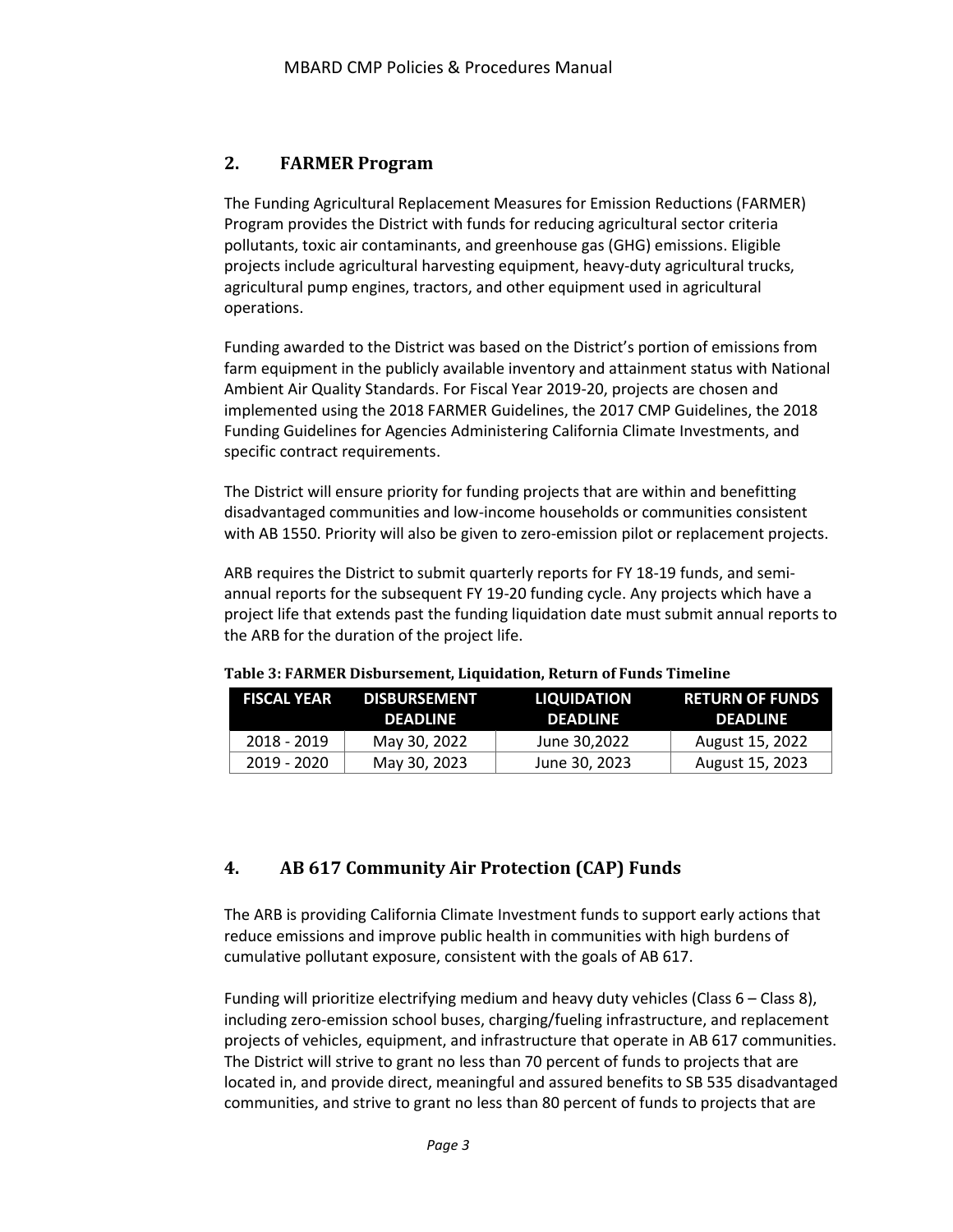## 2. FARMER Program

The Funding Agricultural Replacement Measures for Emission Reductions (FARMER) Program provides the District with funds for reducing agricultural sector criteria pollutants, toxic air contaminants, and greenhouse gas (GHG) emissions. Eligible projects include agricultural harvesting equipment, heavy-duty agricultural trucks, agricultural pump engines, tractors, and other equipment used in agricultural operations.

Funding awarded to the District was based on the District's portion of emissions from farm equipment in the publicly available inventory and attainment status with National Ambient Air Quality Standards. For Fiscal Year 2019-20, projects are chosen and implemented using the 2018 FARMER Guidelines, the 2017 CMP Guidelines, the 2018 Funding Guidelines for Agencies Administering California Climate Investments, and specific contract requirements.

The District will ensure priority for funding projects that are within and benefitting disadvantaged communities and low-income households or communities consistent with AB 1550. Priority will also be given to zero-emission pilot or replacement projects.

ARB requires the District to submit quarterly reports for FY 18-19 funds, and semi-annual reports for the subsequent FY 19-20 funding cycle. Any projects which have a project life that extends past the funding liquidation date must submit annual reports to the ARB for the duration of the project life.

**Table 3: FARMER Disbursement, Liquidation, Return of Funds Timeline**

| FISCAL YEAR | DISBURSEMENT DEADLINE | LIQUIDATION DEADLINE | RETURN OF FUNDS DEADLINE |
|---|---|---|---|
| 2018 - 2019 | May 30, 2022 | June 30,2022 | August 15, 2022 |
| 2019 - 2020 | May 30, 2023 | June 30, 2023 | August 15, 2023 |

## 4. AB 617 Community Air Protection (CAP) Funds

The ARB is providing California Climate Investment funds to support early actions that reduce emissions and improve public health in communities with high burdens of cumulative pollutant exposure, consistent with the goals of AB 617.

Funding will prioritize electrifying medium and heavy duty vehicles (Class 6 – Class 8), including zero-emission school buses, charging/fueling infrastructure, and replacement projects of vehicles, equipment, and infrastructure that operate in AB 617 communities. The District will strive to grant no less than 70 percent of funds to projects that are located in, and provide direct, meaningful and assured benefits to SB 535 disadvantaged communities, and strive to grant no less than 80 percent of funds to projects that are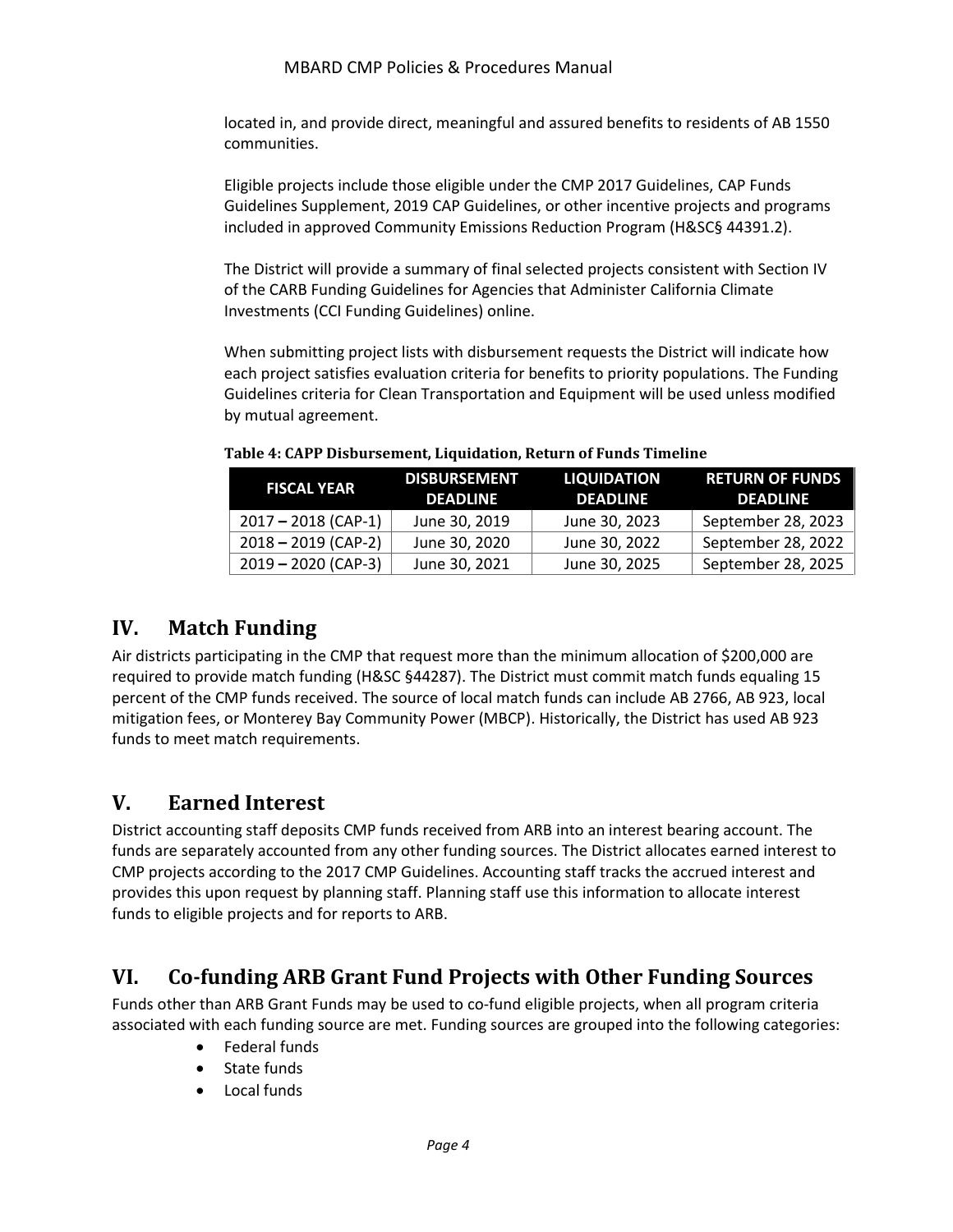located in, and provide direct, meaningful and assured benefits to residents of AB 1550 communities.

Eligible projects include those eligible under the CMP 2017 Guidelines, CAP Funds Guidelines Supplement, 2019 CAP Guidelines, or other incentive projects and programs included in approved Community Emissions Reduction Program (H&SC§ 44391.2).

The District will provide a summary of final selected projects consistent with Section IV of the CARB Funding Guidelines for Agencies that Administer California Climate Investments (CCI Funding Guidelines) online.

When submitting project lists with disbursement requests the District will indicate how each project satisfies evaluation criteria for benefits to priority populations. The Funding Guidelines criteria for Clean Transportation and Equipment will be used unless modified by mutual agreement.

**Table 4: CAPP Disbursement, Liquidation, Return of Funds Timeline**

| FISCAL YEAR | DISBURSEMENT DEADLINE | LIQUIDATION DEADLINE | RETURN OF FUNDS DEADLINE |
|---|---|---|---|
| 2017 – 2018 (CAP-1) | June 30, 2019 | June 30, 2023 | September 28, 2023 |
| 2018 – 2019 (CAP-2) | June 30, 2020 | June 30, 2022 | September 28, 2022 |
| 2019 – 2020 (CAP-3) | June 30, 2021 | June 30, 2025 | September 28, 2025 |

## IV. Match Funding

Air districts participating in the CMP that request more than the minimum allocation of $200,000 are required to provide match funding (H&SC §44287). The District must commit match funds equaling 15 percent of the CMP funds received. The source of local match funds can include AB 2766, AB 923, local mitigation fees, or Monterey Bay Community Power (MBCP). Historically, the District has used AB 923 funds to meet match requirements.

## V. Earned Interest

District accounting staff deposits CMP funds received from ARB into an interest bearing account. The funds are separately accounted from any other funding sources. The District allocates earned interest to CMP projects according to the 2017 CMP Guidelines. Accounting staff tracks the accrued interest and provides this upon request by planning staff. Planning staff use this information to allocate interest funds to eligible projects and for reports to ARB.

## VI. Co-funding ARB Grant Fund Projects with Other Funding Sources

Funds other than ARB Grant Funds may be used to co-fund eligible projects, when all program criteria associated with each funding source are met. Funding sources are grouped into the following categories:

- Federal funds
- State funds
- Local funds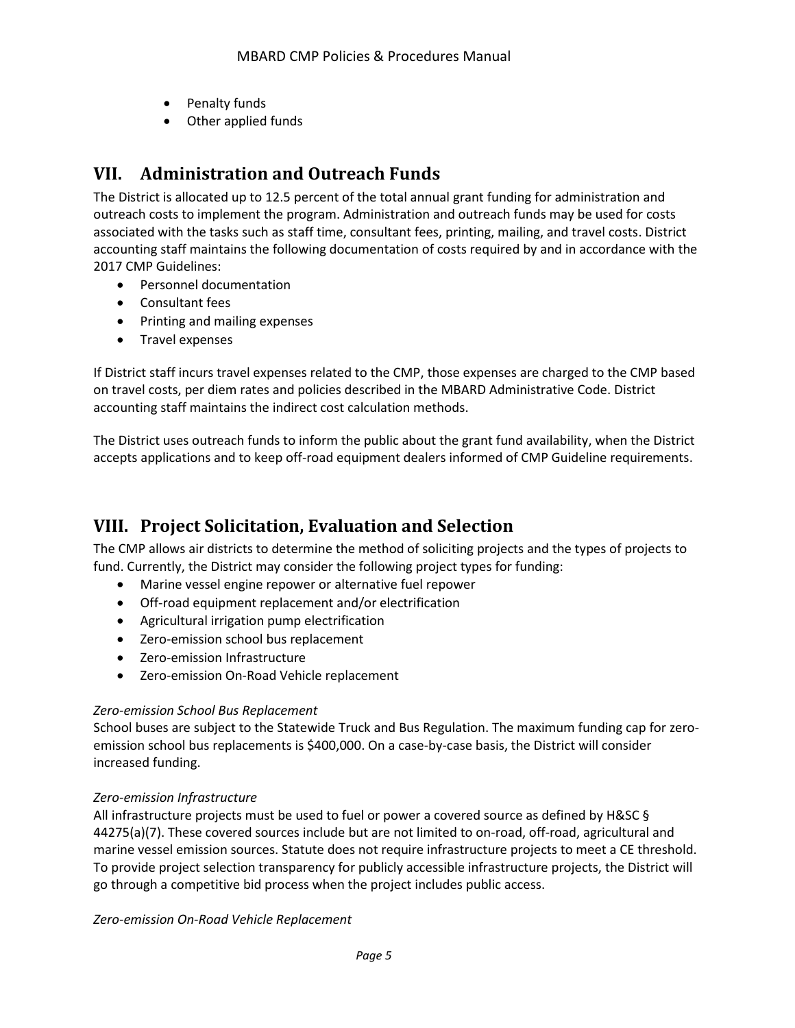- Penalty funds
- Other applied funds

## VII. Administration and Outreach Funds

The District is allocated up to 12.5 percent of the total annual grant funding for administration and outreach costs to implement the program. Administration and outreach funds may be used for costs associated with the tasks such as staff time, consultant fees, printing, mailing, and travel costs. District accounting staff maintains the following documentation of costs required by and in accordance with the 2017 CMP Guidelines:

- Personnel documentation
- Consultant fees
- Printing and mailing expenses
- Travel expenses

If District staff incurs travel expenses related to the CMP, those expenses are charged to the CMP based on travel costs, per diem rates and policies described in the MBARD Administrative Code. District accounting staff maintains the indirect cost calculation methods.

The District uses outreach funds to inform the public about the grant fund availability, when the District accepts applications and to keep off-road equipment dealers informed of CMP Guideline requirements.

## VIII. Project Solicitation, Evaluation and Selection

The CMP allows air districts to determine the method of soliciting projects and the types of projects to fund. Currently, the District may consider the following project types for funding:

- Marine vessel engine repower or alternative fuel repower
- Off-road equipment replacement and/or electrification
- Agricultural irrigation pump electrification
- Zero-emission school bus replacement
- Zero-emission Infrastructure
- Zero-emission On-Road Vehicle replacement

*Zero-emission School Bus Replacement*

School buses are subject to the Statewide Truck and Bus Regulation. The maximum funding cap for zero-emission school bus replacements is $400,000. On a case-by-case basis, the District will consider increased funding.

*Zero-emission Infrastructure*

All infrastructure projects must be used to fuel or power a covered source as defined by H&SC § 44275(a)(7). These covered sources include but are not limited to on-road, off-road, agricultural and marine vessel emission sources. Statute does not require infrastructure projects to meet a CE threshold. To provide project selection transparency for publicly accessible infrastructure projects, the District will go through a competitive bid process when the project includes public access.

*Zero-emission On-Road Vehicle Replacement*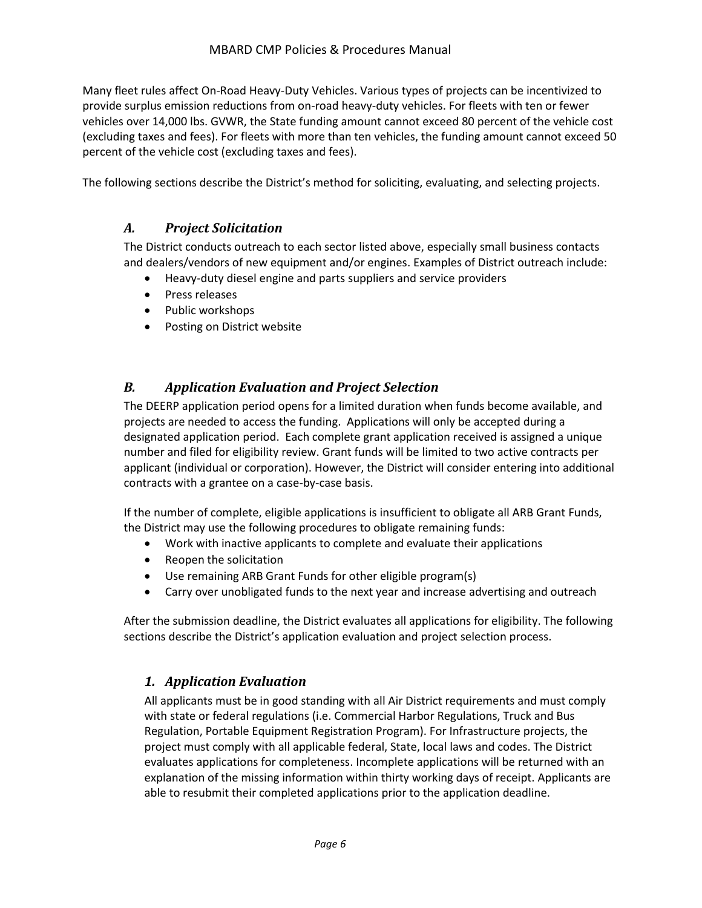Many fleet rules affect On-Road Heavy-Duty Vehicles. Various types of projects can be incentivized to provide surplus emission reductions from on-road heavy-duty vehicles. For fleets with ten or fewer vehicles over 14,000 lbs. GVWR, the State funding amount cannot exceed 80 percent of the vehicle cost (excluding taxes and fees). For fleets with more than ten vehicles, the funding amount cannot exceed 50 percent of the vehicle cost (excluding taxes and fees).

The following sections describe the District's method for soliciting, evaluating, and selecting projects.

## *A. Project Solicitation*

The District conducts outreach to each sector listed above, especially small business contacts and dealers/vendors of new equipment and/or engines. Examples of District outreach include:

- Heavy-duty diesel engine and parts suppliers and service providers
- Press releases
- Public workshops
- Posting on District website

## *B. Application Evaluation and Project Selection*

The DEERP application period opens for a limited duration when funds become available, and projects are needed to access the funding. Applications will only be accepted during a designated application period. Each complete grant application received is assigned a unique number and filed for eligibility review. Grant funds will be limited to two active contracts per applicant (individual or corporation). However, the District will consider entering into additional contracts with a grantee on a case-by-case basis.

If the number of complete, eligible applications is insufficient to obligate all ARB Grant Funds, the District may use the following procedures to obligate remaining funds:

- Work with inactive applicants to complete and evaluate their applications
- Reopen the solicitation
- Use remaining ARB Grant Funds for other eligible program(s)
- Carry over unobligated funds to the next year and increase advertising and outreach

After the submission deadline, the District evaluates all applications for eligibility. The following sections describe the District's application evaluation and project selection process.

### *1. Application Evaluation*

All applicants must be in good standing with all Air District requirements and must comply with state or federal regulations (i.e. Commercial Harbor Regulations, Truck and Bus Regulation, Portable Equipment Registration Program). For Infrastructure projects, the project must comply with all applicable federal, State, local laws and codes. The District evaluates applications for completeness. Incomplete applications will be returned with an explanation of the missing information within thirty working days of receipt. Applicants are able to resubmit their completed applications prior to the application deadline.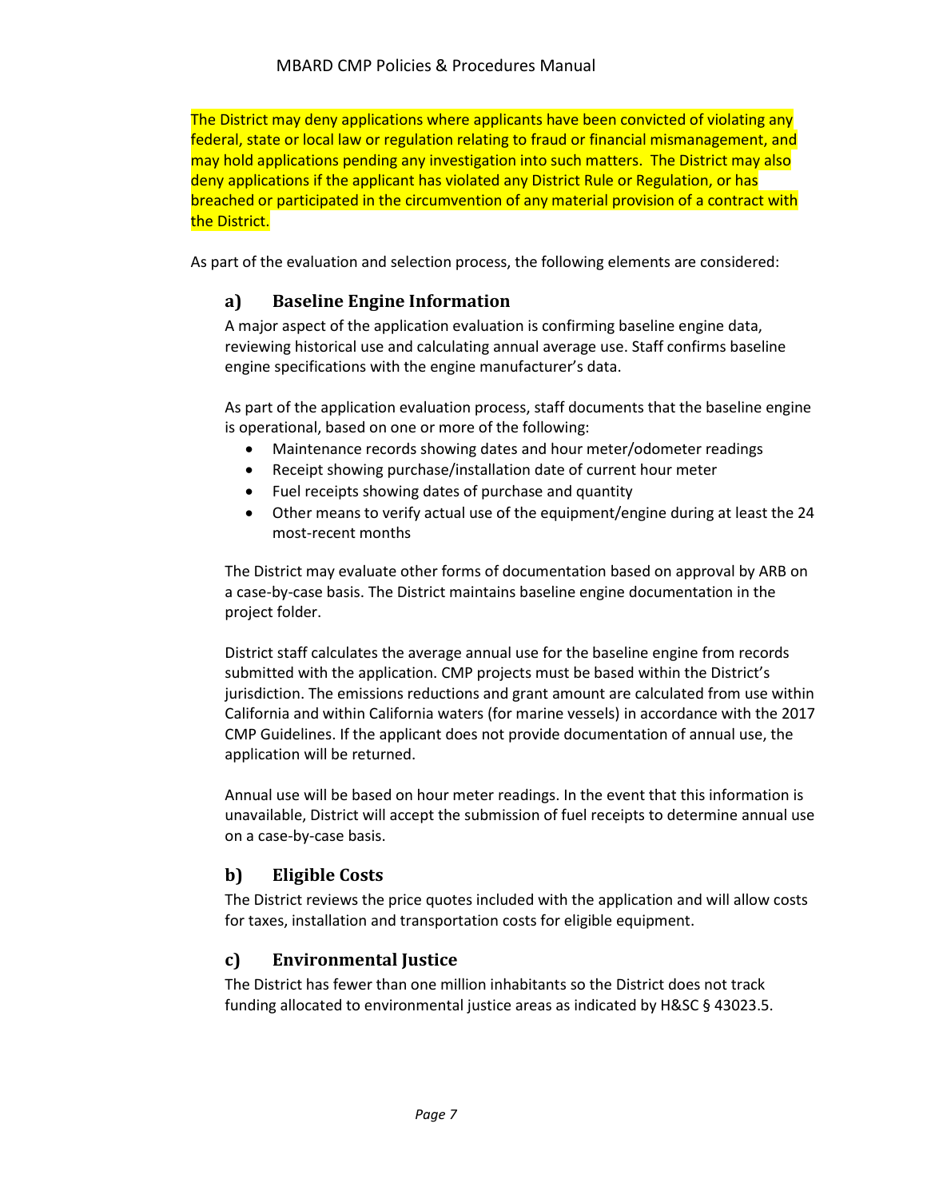The District may deny applications where applicants have been convicted of violating any federal, state or local law or regulation relating to fraud or financial mismanagement, and may hold applications pending any investigation into such matters. The District may also deny applications if the applicant has violated any District Rule or Regulation, or has breached or participated in the circumvention of any material provision of a contract with the District.

As part of the evaluation and selection process, the following elements are considered:

### a) Baseline Engine Information

A major aspect of the application evaluation is confirming baseline engine data, reviewing historical use and calculating annual average use. Staff confirms baseline engine specifications with the engine manufacturer's data.

As part of the application evaluation process, staff documents that the baseline engine is operational, based on one or more of the following:

- Maintenance records showing dates and hour meter/odometer readings
- Receipt showing purchase/installation date of current hour meter
- Fuel receipts showing dates of purchase and quantity
- Other means to verify actual use of the equipment/engine during at least the 24 most-recent months

The District may evaluate other forms of documentation based on approval by ARB on a case-by-case basis. The District maintains baseline engine documentation in the project folder.

District staff calculates the average annual use for the baseline engine from records submitted with the application. CMP projects must be based within the District's jurisdiction. The emissions reductions and grant amount are calculated from use within California and within California waters (for marine vessels) in accordance with the 2017 CMP Guidelines. If the applicant does not provide documentation of annual use, the application will be returned.

Annual use will be based on hour meter readings. In the event that this information is unavailable, District will accept the submission of fuel receipts to determine annual use on a case-by-case basis.

### b) Eligible Costs

The District reviews the price quotes included with the application and will allow costs for taxes, installation and transportation costs for eligible equipment.

### c) Environmental Justice

The District has fewer than one million inhabitants so the District does not track funding allocated to environmental justice areas as indicated by H&SC § 43023.5.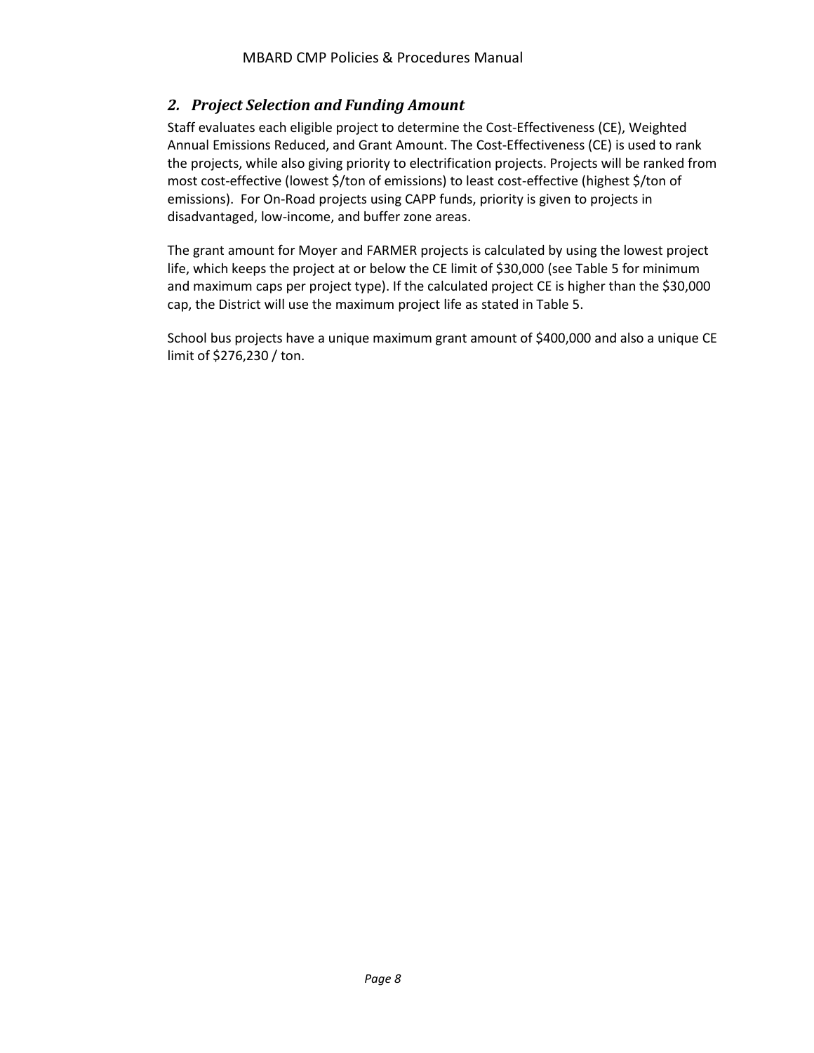## *2. Project Selection and Funding Amount*

Staff evaluates each eligible project to determine the Cost-Effectiveness (CE), Weighted Annual Emissions Reduced, and Grant Amount. The Cost-Effectiveness (CE) is used to rank the projects, while also giving priority to electrification projects. Projects will be ranked from most cost-effective (lowest $/ton of emissions) to least cost-effective (highest $/ton of emissions). For On-Road projects using CAPP funds, priority is given to projects in disadvantaged, low-income, and buffer zone areas.

The grant amount for Moyer and FARMER projects is calculated by using the lowest project life, which keeps the project at or below the CE limit of $30,000 (see Table 5 for minimum and maximum caps per project type). If the calculated project CE is higher than the $30,000 cap, the District will use the maximum project life as stated in Table 5.

School bus projects have a unique maximum grant amount of $400,000 and also a unique CE limit of $276,230 / ton.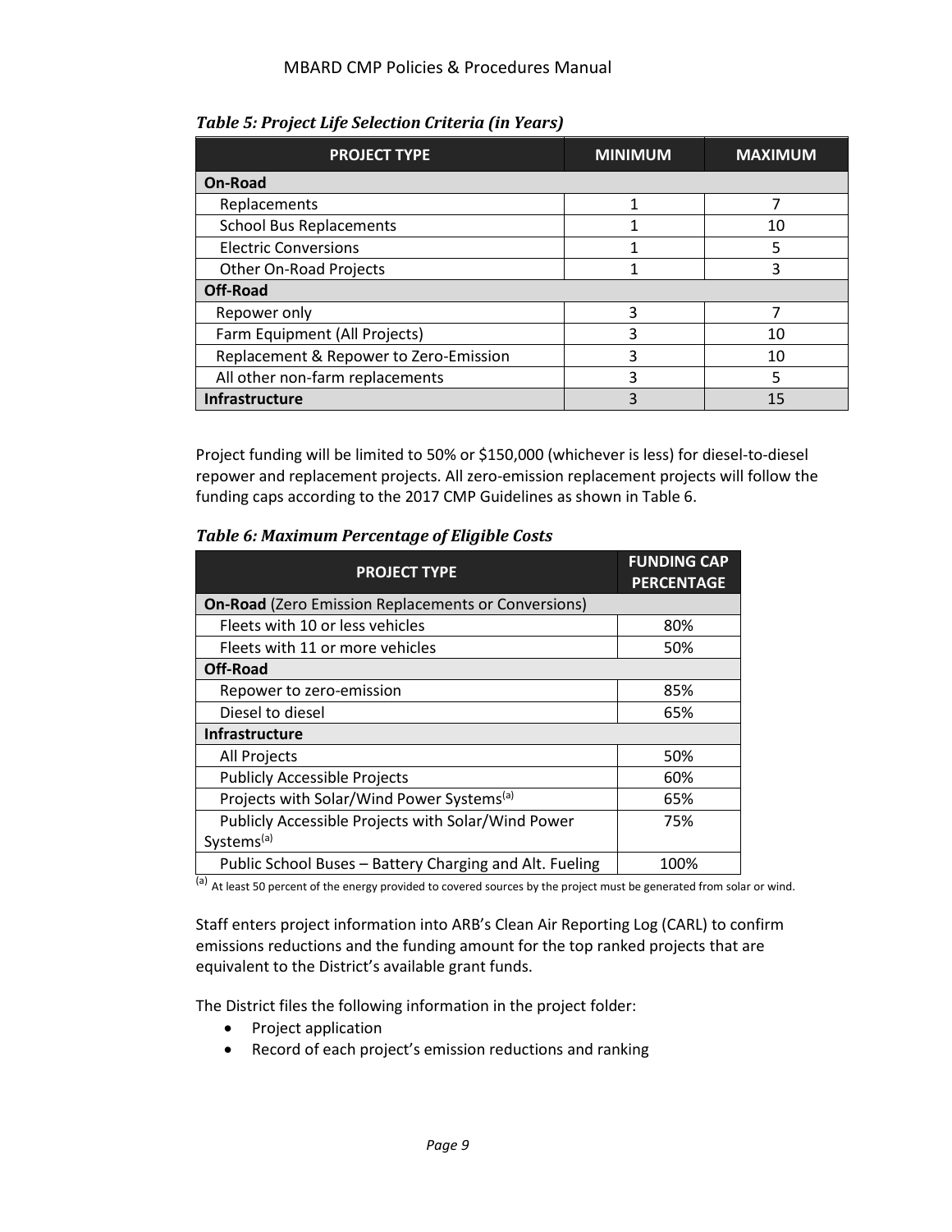*Table 5: Project Life Selection Criteria (in Years)*

| PROJECT TYPE | MINIMUM | MAXIMUM |
|---|---|---|
| **On-Road** | | |
| Replacements | 1 | 7 |
| School Bus Replacements | 1 | 10 |
| Electric Conversions | 1 | 5 |
| Other On-Road Projects | 1 | 3 |
| **Off-Road** | | |
| Repower only | 3 | 7 |
| Farm Equipment (All Projects) | 3 | 10 |
| Replacement & Repower to Zero-Emission | 3 | 10 |
| All other non-farm replacements | 3 | 5 |
| **Infrastructure** | 3 | 15 |

Project funding will be limited to 50% or $150,000 (whichever is less) for diesel-to-diesel repower and replacement projects. All zero-emission replacement projects will follow the funding caps according to the 2017 CMP Guidelines as shown in Table 6.

*Table 6: Maximum Percentage of Eligible Costs*

| PROJECT TYPE | FUNDING CAP PERCENTAGE |
|---|---|
| **On-Road** (Zero Emission Replacements or Conversions) | |
| Fleets with 10 or less vehicles | 80% |
| Fleets with 11 or more vehicles | 50% |
| **Off-Road** | |
| Repower to zero-emission | 85% |
| Diesel to diesel | 65% |
| **Infrastructure** | |
| All Projects | 50% |
| Publicly Accessible Projects | 60% |
| Projects with Solar/Wind Power Systems[(a)] | 65% |
| Publicly Accessible Projects with Solar/Wind Power Systems[(a)] | 75% |
| Public School Buses – Battery Charging and Alt. Fueling | 100% |

[(a)] At least 50 percent of the energy provided to covered sources by the project must be generated from solar or wind.

Staff enters project information into ARB's Clean Air Reporting Log (CARL) to confirm emissions reductions and the funding amount for the top ranked projects that are equivalent to the District's available grant funds.

The District files the following information in the project folder:

- Project application
- Record of each project's emission reductions and ranking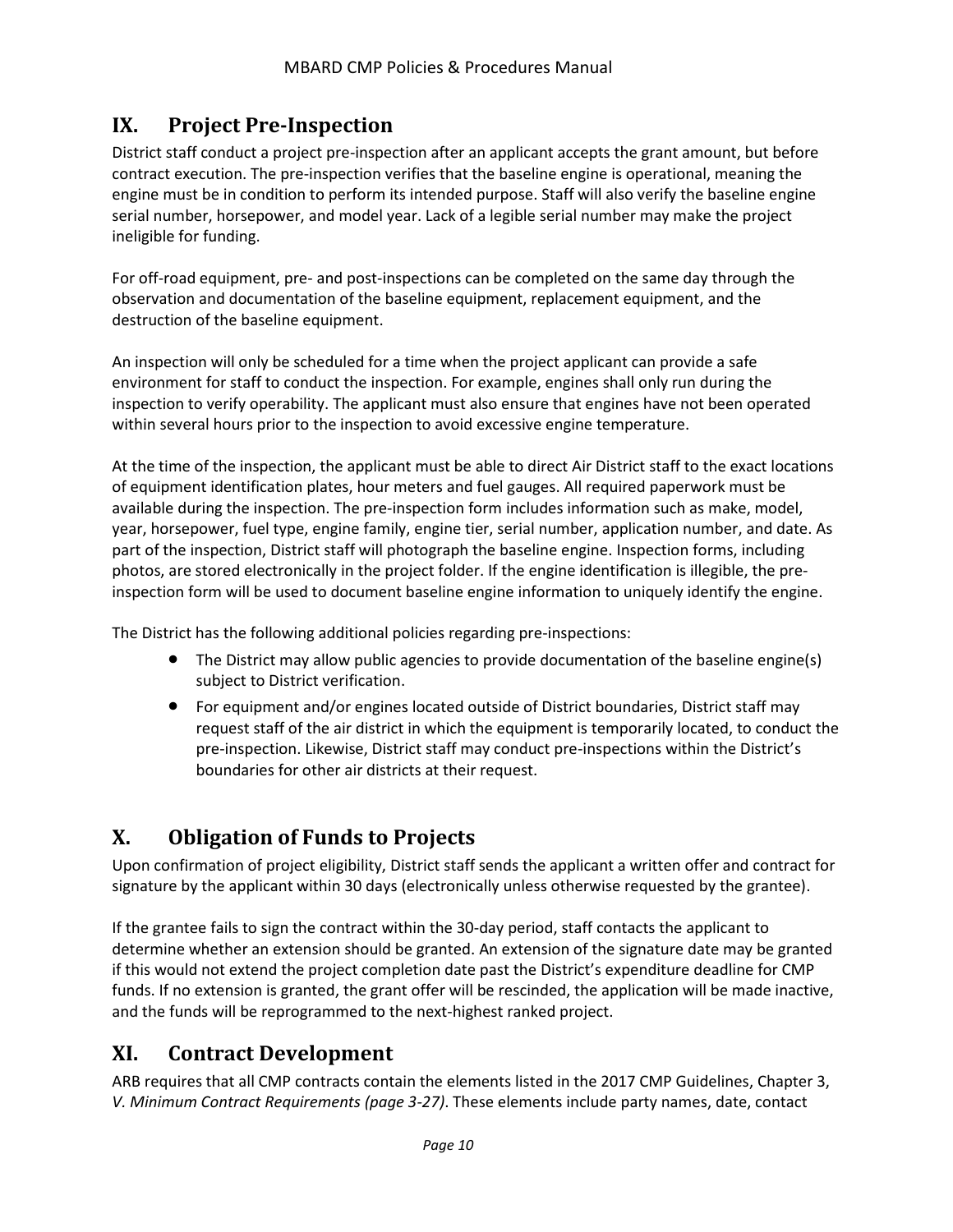## IX. Project Pre-Inspection

District staff conduct a project pre-inspection after an applicant accepts the grant amount, but before contract execution. The pre-inspection verifies that the baseline engine is operational, meaning the engine must be in condition to perform its intended purpose. Staff will also verify the baseline engine serial number, horsepower, and model year. Lack of a legible serial number may make the project ineligible for funding.

For off-road equipment, pre- and post-inspections can be completed on the same day through the observation and documentation of the baseline equipment, replacement equipment, and the destruction of the baseline equipment.

An inspection will only be scheduled for a time when the project applicant can provide a safe environment for staff to conduct the inspection. For example, engines shall only run during the inspection to verify operability. The applicant must also ensure that engines have not been operated within several hours prior to the inspection to avoid excessive engine temperature.

At the time of the inspection, the applicant must be able to direct Air District staff to the exact locations of equipment identification plates, hour meters and fuel gauges. All required paperwork must be available during the inspection. The pre-inspection form includes information such as make, model, year, horsepower, fuel type, engine family, engine tier, serial number, application number, and date. As part of the inspection, District staff will photograph the baseline engine. Inspection forms, including photos, are stored electronically in the project folder. If the engine identification is illegible, the pre-inspection form will be used to document baseline engine information to uniquely identify the engine.

The District has the following additional policies regarding pre-inspections:

- The District may allow public agencies to provide documentation of the baseline engine(s) subject to District verification.
- For equipment and/or engines located outside of District boundaries, District staff may request staff of the air district in which the equipment is temporarily located, to conduct the pre-inspection. Likewise, District staff may conduct pre-inspections within the District's boundaries for other air districts at their request.

## X. Obligation of Funds to Projects

Upon confirmation of project eligibility, District staff sends the applicant a written offer and contract for signature by the applicant within 30 days (electronically unless otherwise requested by the grantee).

If the grantee fails to sign the contract within the 30-day period, staff contacts the applicant to determine whether an extension should be granted. An extension of the signature date may be granted if this would not extend the project completion date past the District's expenditure deadline for CMP funds. If no extension is granted, the grant offer will be rescinded, the application will be made inactive, and the funds will be reprogrammed to the next-highest ranked project.

## XI. Contract Development

ARB requires that all CMP contracts contain the elements listed in the 2017 CMP Guidelines, Chapter 3, *V. Minimum Contract Requirements (page 3-27)*. These elements include party names, date, contact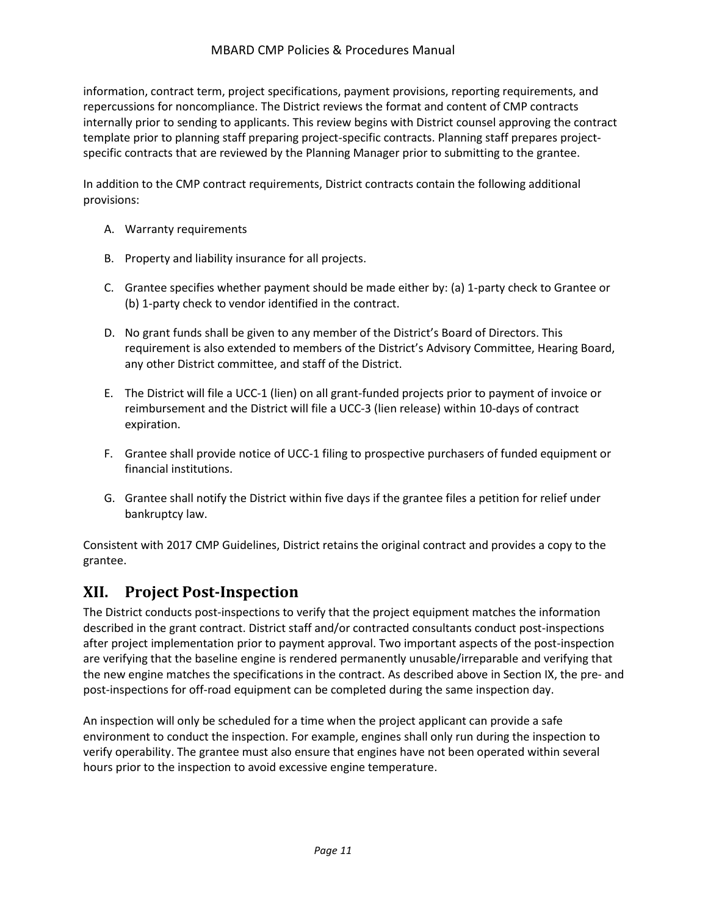information, contract term, project specifications, payment provisions, reporting requirements, and repercussions for noncompliance. The District reviews the format and content of CMP contracts internally prior to sending to applicants. This review begins with District counsel approving the contract template prior to planning staff preparing project-specific contracts. Planning staff prepares project-specific contracts that are reviewed by the Planning Manager prior to submitting to the grantee.

In addition to the CMP contract requirements, District contracts contain the following additional provisions:

A. Warranty requirements

B. Property and liability insurance for all projects.

C. Grantee specifies whether payment should be made either by: (a) 1-party check to Grantee or (b) 1-party check to vendor identified in the contract.

D. No grant funds shall be given to any member of the District's Board of Directors. This requirement is also extended to members of the District's Advisory Committee, Hearing Board, any other District committee, and staff of the District.

E. The District will file a UCC-1 (lien) on all grant-funded projects prior to payment of invoice or reimbursement and the District will file a UCC-3 (lien release) within 10-days of contract expiration.

F. Grantee shall provide notice of UCC-1 filing to prospective purchasers of funded equipment or financial institutions.

G. Grantee shall notify the District within five days if the grantee files a petition for relief under bankruptcy law.

Consistent with 2017 CMP Guidelines, District retains the original contract and provides a copy to the grantee.

## XII. Project Post-Inspection

The District conducts post-inspections to verify that the project equipment matches the information described in the grant contract. District staff and/or contracted consultants conduct post-inspections after project implementation prior to payment approval. Two important aspects of the post-inspection are verifying that the baseline engine is rendered permanently unusable/irreparable and verifying that the new engine matches the specifications in the contract. As described above in Section IX, the pre- and post-inspections for off-road equipment can be completed during the same inspection day.

An inspection will only be scheduled for a time when the project applicant can provide a safe environment to conduct the inspection. For example, engines shall only run during the inspection to verify operability. The grantee must also ensure that engines have not been operated within several hours prior to the inspection to avoid excessive engine temperature.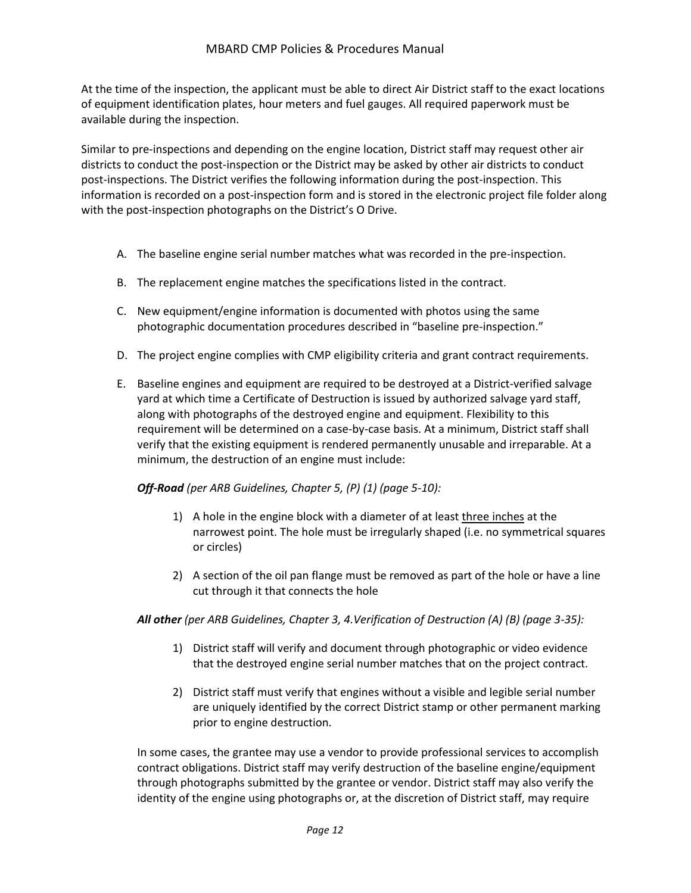At the time of the inspection, the applicant must be able to direct Air District staff to the exact locations of equipment identification plates, hour meters and fuel gauges. All required paperwork must be available during the inspection.

Similar to pre-inspections and depending on the engine location, District staff may request other air districts to conduct the post-inspection or the District may be asked by other air districts to conduct post-inspections. The District verifies the following information during the post-inspection. This information is recorded on a post-inspection form and is stored in the electronic project file folder along with the post-inspection photographs on the District's O Drive.

A. The baseline engine serial number matches what was recorded in the pre-inspection.

B. The replacement engine matches the specifications listed in the contract.

C. New equipment/engine information is documented with photos using the same photographic documentation procedures described in "baseline pre-inspection."

D. The project engine complies with CMP eligibility criteria and grant contract requirements.

E. Baseline engines and equipment are required to be destroyed at a District-verified salvage yard at which time a Certificate of Destruction is issued by authorized salvage yard staff, along with photographs of the destroyed engine and equipment. Flexibility to this requirement will be determined on a case-by-case basis. At a minimum, District staff shall verify that the existing equipment is rendered permanently unusable and irreparable. At a minimum, the destruction of an engine must include:

   ***Off-Road*** *(per ARB Guidelines, Chapter 5, (P) (1) (page 5-10):*

   1) A hole in the engine block with a diameter of at least <u>three inches</u> at the narrowest point. The hole must be irregularly shaped (i.e. no symmetrical squares or circles)

   2) A section of the oil pan flange must be removed as part of the hole or have a line cut through it that connects the hole

   ***All other*** *(per ARB Guidelines, Chapter 3, 4.Verification of Destruction (A) (B) (page 3-35):*

   1) District staff will verify and document through photographic or video evidence that the destroyed engine serial number matches that on the project contract.

   2) District staff must verify that engines without a visible and legible serial number are uniquely identified by the correct District stamp or other permanent marking prior to engine destruction.

   In some cases, the grantee may use a vendor to provide professional services to accomplish contract obligations. District staff may verify destruction of the baseline engine/equipment through photographs submitted by the grantee or vendor. District staff may also verify the identity of the engine using photographs or, at the discretion of District staff, may require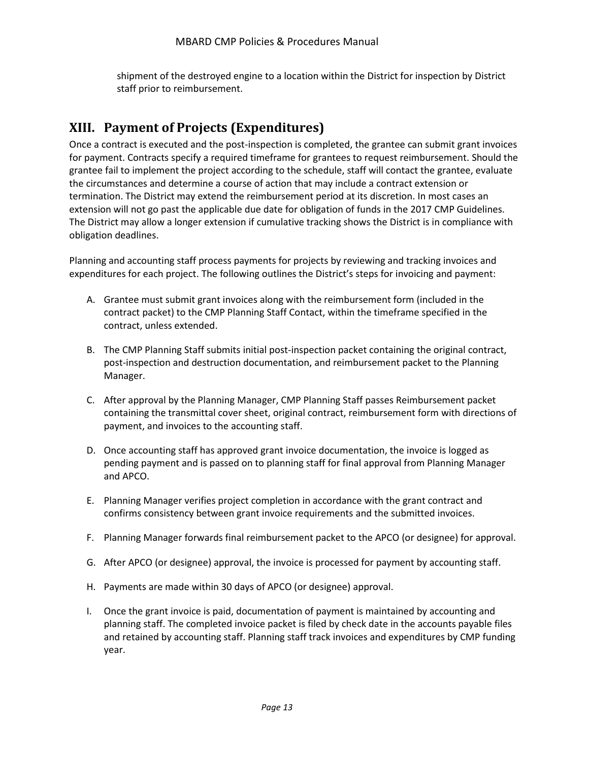shipment of the destroyed engine to a location within the District for inspection by District staff prior to reimbursement.

## XIII. Payment of Projects (Expenditures)

Once a contract is executed and the post-inspection is completed, the grantee can submit grant invoices for payment. Contracts specify a required timeframe for grantees to request reimbursement. Should the grantee fail to implement the project according to the schedule, staff will contact the grantee, evaluate the circumstances and determine a course of action that may include a contract extension or termination. The District may extend the reimbursement period at its discretion. In most cases an extension will not go past the applicable due date for obligation of funds in the 2017 CMP Guidelines. The District may allow a longer extension if cumulative tracking shows the District is in compliance with obligation deadlines.

Planning and accounting staff process payments for projects by reviewing and tracking invoices and expenditures for each project. The following outlines the District's steps for invoicing and payment:

A. Grantee must submit grant invoices along with the reimbursement form (included in the contract packet) to the CMP Planning Staff Contact, within the timeframe specified in the contract, unless extended.

B. The CMP Planning Staff submits initial post-inspection packet containing the original contract, post-inspection and destruction documentation, and reimbursement packet to the Planning Manager.

C. After approval by the Planning Manager, CMP Planning Staff passes Reimbursement packet containing the transmittal cover sheet, original contract, reimbursement form with directions of payment, and invoices to the accounting staff.

D. Once accounting staff has approved grant invoice documentation, the invoice is logged as pending payment and is passed on to planning staff for final approval from Planning Manager and APCO.

E. Planning Manager verifies project completion in accordance with the grant contract and confirms consistency between grant invoice requirements and the submitted invoices.

F. Planning Manager forwards final reimbursement packet to the APCO (or designee) for approval.

G. After APCO (or designee) approval, the invoice is processed for payment by accounting staff.

H. Payments are made within 30 days of APCO (or designee) approval.

I. Once the grant invoice is paid, documentation of payment is maintained by accounting and planning staff. The completed invoice packet is filed by check date in the accounts payable files and retained by accounting staff. Planning staff track invoices and expenditures by CMP funding year.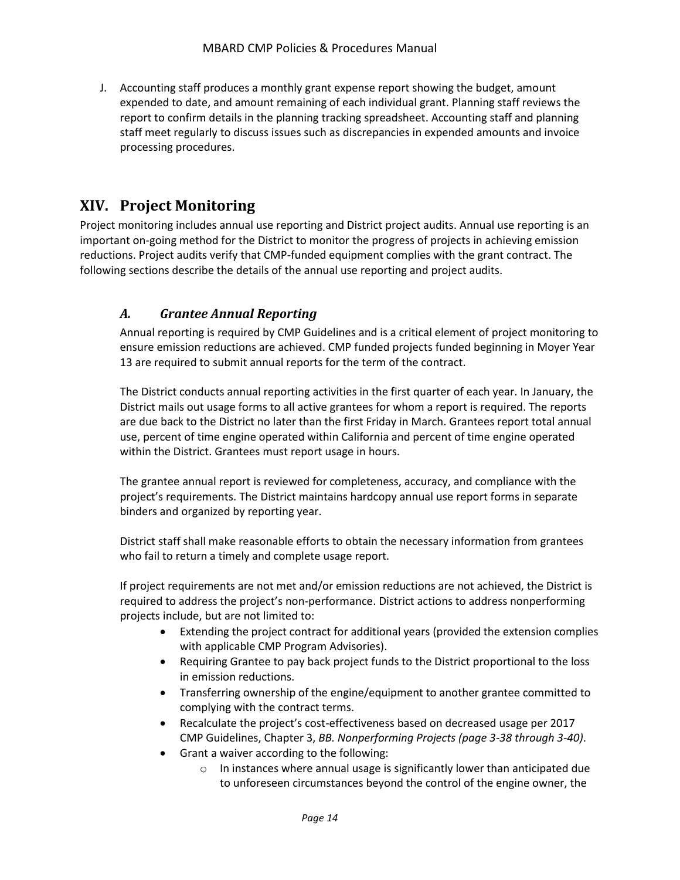J. Accounting staff produces a monthly grant expense report showing the budget, amount expended to date, and amount remaining of each individual grant. Planning staff reviews the report to confirm details in the planning tracking spreadsheet. Accounting staff and planning staff meet regularly to discuss issues such as discrepancies in expended amounts and invoice processing procedures.

# XIV. Project Monitoring

Project monitoring includes annual use reporting and District project audits. Annual use reporting is an important on-going method for the District to monitor the progress of projects in achieving emission reductions. Project audits verify that CMP-funded equipment complies with the grant contract. The following sections describe the details of the annual use reporting and project audits.

## *A. Grantee Annual Reporting*

Annual reporting is required by CMP Guidelines and is a critical element of project monitoring to ensure emission reductions are achieved. CMP funded projects funded beginning in Moyer Year 13 are required to submit annual reports for the term of the contract.

The District conducts annual reporting activities in the first quarter of each year. In January, the District mails out usage forms to all active grantees for whom a report is required. The reports are due back to the District no later than the first Friday in March. Grantees report total annual use, percent of time engine operated within California and percent of time engine operated within the District. Grantees must report usage in hours.

The grantee annual report is reviewed for completeness, accuracy, and compliance with the project's requirements. The District maintains hardcopy annual use report forms in separate binders and organized by reporting year.

District staff shall make reasonable efforts to obtain the necessary information from grantees who fail to return a timely and complete usage report.

If project requirements are not met and/or emission reductions are not achieved, the District is required to address the project's non-performance. District actions to address nonperforming projects include, but are not limited to:

- Extending the project contract for additional years (provided the extension complies with applicable CMP Program Advisories).
- Requiring Grantee to pay back project funds to the District proportional to the loss in emission reductions.
- Transferring ownership of the engine/equipment to another grantee committed to complying with the contract terms.
- Recalculate the project's cost-effectiveness based on decreased usage per 2017 CMP Guidelines, Chapter 3, *BB. Nonperforming Projects (page 3-38 through 3-40)*.
- Grant a waiver according to the following:
  - In instances where annual usage is significantly lower than anticipated due to unforeseen circumstances beyond the control of the engine owner, the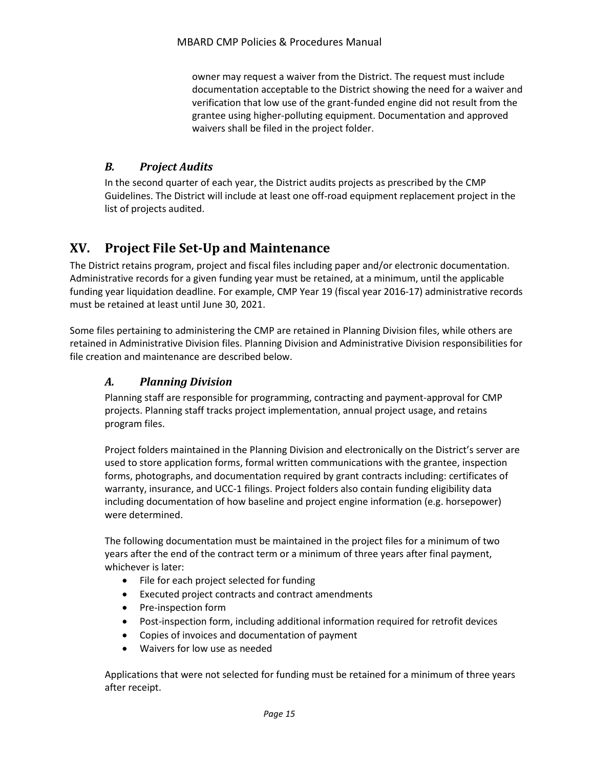owner may request a waiver from the District. The request must include documentation acceptable to the District showing the need for a waiver and verification that low use of the grant-funded engine did not result from the grantee using higher-polluting equipment. Documentation and approved waivers shall be filed in the project folder.

### *B. Project Audits*

In the second quarter of each year, the District audits projects as prescribed by the CMP Guidelines. The District will include at least one off-road equipment replacement project in the list of projects audited.

## XV. Project File Set-Up and Maintenance

The District retains program, project and fiscal files including paper and/or electronic documentation. Administrative records for a given funding year must be retained, at a minimum, until the applicable funding year liquidation deadline. For example, CMP Year 19 (fiscal year 2016-17) administrative records must be retained at least until June 30, 2021.

Some files pertaining to administering the CMP are retained in Planning Division files, while others are retained in Administrative Division files. Planning Division and Administrative Division responsibilities for file creation and maintenance are described below.

### *A. Planning Division*

Planning staff are responsible for programming, contracting and payment-approval for CMP projects. Planning staff tracks project implementation, annual project usage, and retains program files.

Project folders maintained in the Planning Division and electronically on the District's server are used to store application forms, formal written communications with the grantee, inspection forms, photographs, and documentation required by grant contracts including: certificates of warranty, insurance, and UCC-1 filings. Project folders also contain funding eligibility data including documentation of how baseline and project engine information (e.g. horsepower) were determined.

The following documentation must be maintained in the project files for a minimum of two years after the end of the contract term or a minimum of three years after final payment, whichever is later:

- File for each project selected for funding
- Executed project contracts and contract amendments
- Pre-inspection form
- Post-inspection form, including additional information required for retrofit devices
- Copies of invoices and documentation of payment
- Waivers for low use as needed

Applications that were not selected for funding must be retained for a minimum of three years after receipt.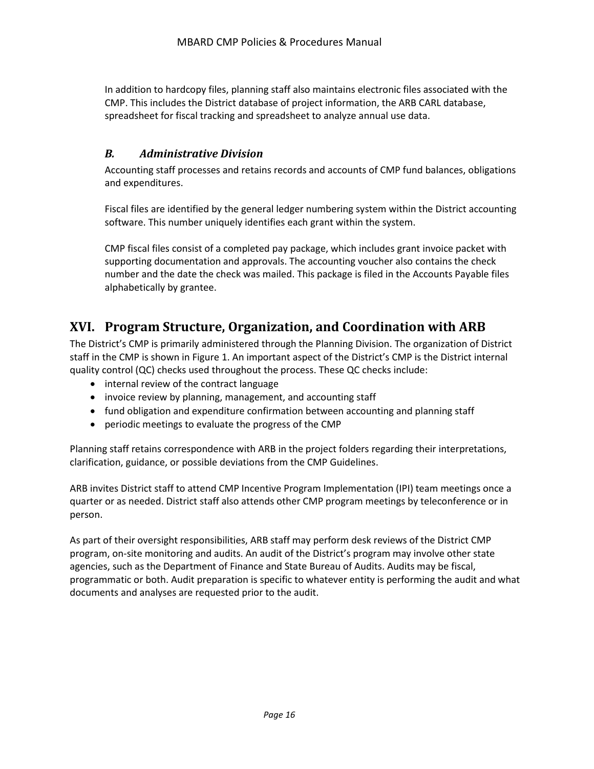In addition to hardcopy files, planning staff also maintains electronic files associated with the CMP. This includes the District database of project information, the ARB CARL database, spreadsheet for fiscal tracking and spreadsheet to analyze annual use data.

### *B. Administrative Division*

Accounting staff processes and retains records and accounts of CMP fund balances, obligations and expenditures.

Fiscal files are identified by the general ledger numbering system within the District accounting software. This number uniquely identifies each grant within the system.

CMP fiscal files consist of a completed pay package, which includes grant invoice packet with supporting documentation and approvals. The accounting voucher also contains the check number and the date the check was mailed. This package is filed in the Accounts Payable files alphabetically by grantee.

## XVI. Program Structure, Organization, and Coordination with ARB

The District's CMP is primarily administered through the Planning Division. The organization of District staff in the CMP is shown in Figure 1. An important aspect of the District's CMP is the District internal quality control (QC) checks used throughout the process. These QC checks include:

- internal review of the contract language
- invoice review by planning, management, and accounting staff
- fund obligation and expenditure confirmation between accounting and planning staff
- periodic meetings to evaluate the progress of the CMP

Planning staff retains correspondence with ARB in the project folders regarding their interpretations, clarification, guidance, or possible deviations from the CMP Guidelines.

ARB invites District staff to attend CMP Incentive Program Implementation (IPI) team meetings once a quarter or as needed. District staff also attends other CMP program meetings by teleconference or in person.

As part of their oversight responsibilities, ARB staff may perform desk reviews of the District CMP program, on-site monitoring and audits. An audit of the District's program may involve other state agencies, such as the Department of Finance and State Bureau of Audits. Audits may be fiscal, programmatic or both. Audit preparation is specific to whatever entity is performing the audit and what documents and analyses are requested prior to the audit.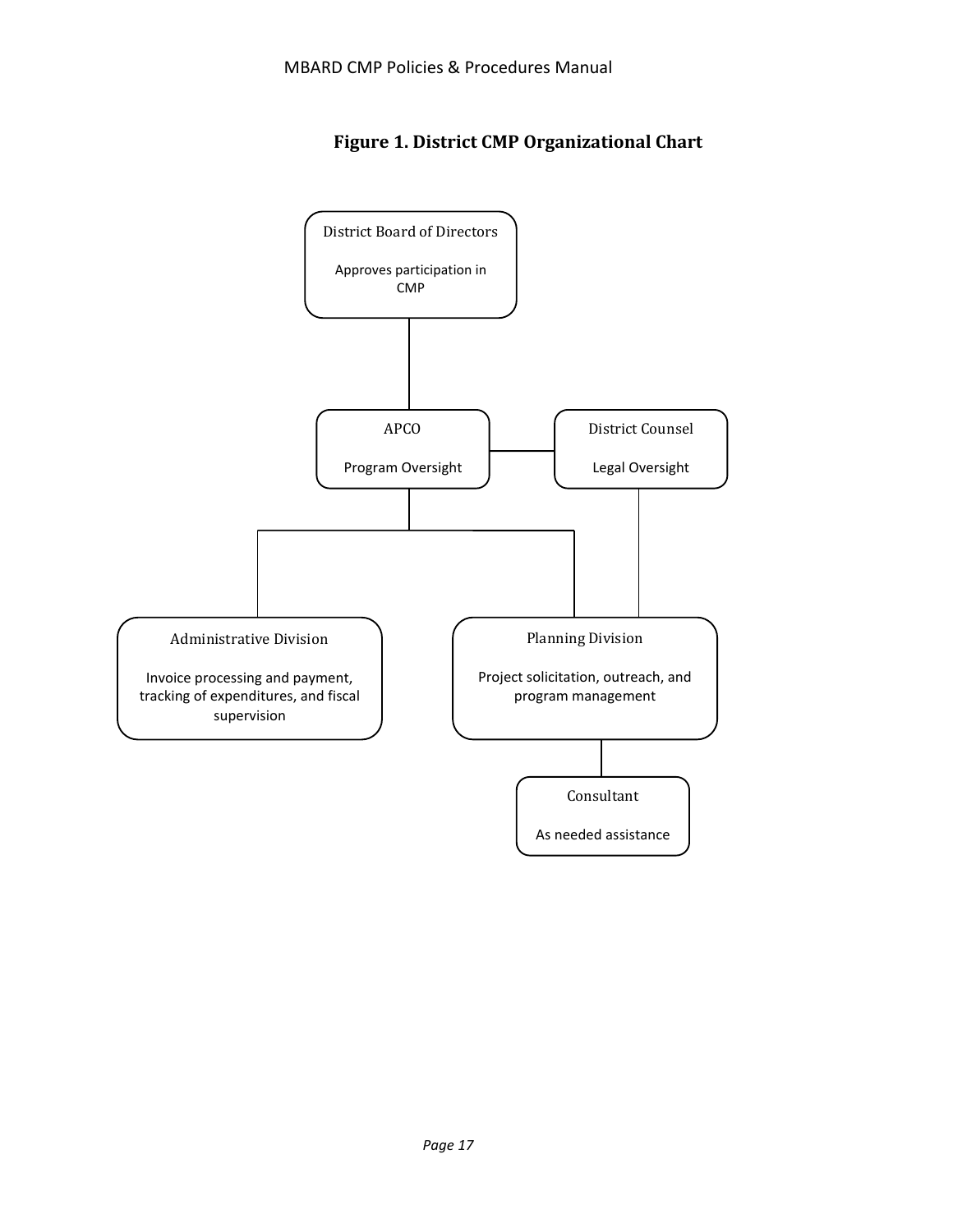**Figure 1. District CMP Organizational Chart**

District Board of Directors

Approves participation in CMP

APCO

Program Oversight

District Counsel

Legal Oversight

Administrative Division

Invoice processing and payment, tracking of expenditures, and fiscal supervision

Planning Division

Project solicitation, outreach, and program management

Consultant

As needed assistance